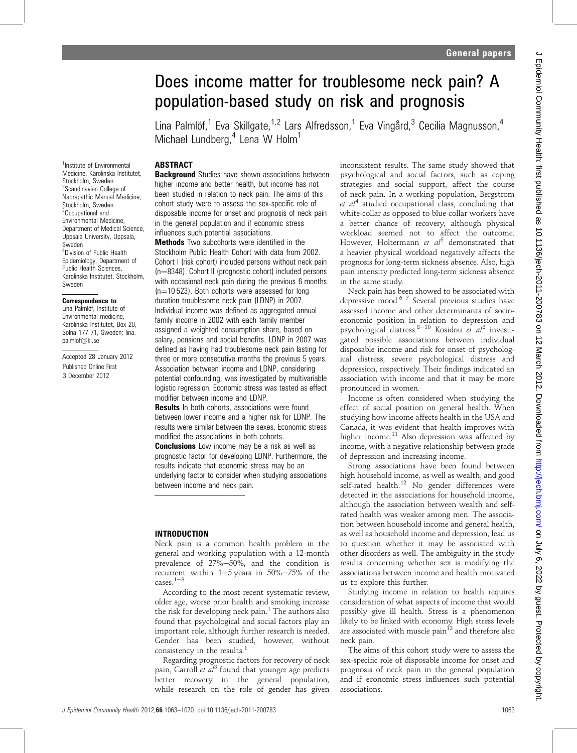# Does income matter for troublesome neck pain? A population-based study on risk and prognosis

Lina Palmlöf,[1] Eva Skillgate,[1,2] Lars Alfredsson,[1] Eva Vingård,[3] Cecilia Magnusson,[4] Michael Lundberg,[4] Lena W Holm[1]

[1]Institute of Environmental Medicine, Karolinska Institutet, Stockholm, Sweden
[2]Scandinavian College of Naprapathic Manual Medicine, Stockholm, Sweden
[3]Occupational and Environmental Medicine, Department of Medical Science, Uppsala University, Uppsala, Sweden
[4]Division of Public Health Epidemiology, Department of Public Health Sciences, Karolinska Institutet, Stockholm, Sweden

**Correspondence to**
Lina Palmlöf, Institute of Environmental medicine, Karolinska Institutet, Box 20, Solna 177 71, Sweden; lina.palmlof@ki.se

Accepted 28 January 2012
Published Online First 3 December 2012

## ABSTRACT

**Background** Studies have shown associations between higher income and better health, but income has not been studied in relation to neck pain. The aims of this cohort study were to assess the sex-specific role of disposable income for onset and prognosis of neck pain in the general population and if economic stress influences such potential associations.

**Methods** Two subcohorts were identified in the Stockholm Public Health Cohort with data from 2002. Cohort I (risk cohort) included persons without neck pain (n=8348). Cohort II (prognostic cohort) included persons with occasional neck pain during the previous 6 months (n=10 523). Both cohorts were assessed for long duration troublesome neck pain (LDNP) in 2007. Individual income was defined as aggregated annual family income in 2002 with each family member assigned a weighted consumption share, based on salary, pensions and social benefits. LDNP in 2007 was defined as having had troublesome neck pain lasting for three or more consecutive months the previous 5 years. Association between income and LDNP, considering potential confounding, was investigated by multivariable logistic regression. Economic stress was tested as effect modifier between income and LDNP.

**Results** In both cohorts, associations were found between lower income and a higher risk for LDNP. The results were similar between the sexes. Economic stress modified the associations in both cohorts.

**Conclusions** Low income may be a risk as well as prognostic factor for developing LDNP. Furthermore, the results indicate that economic stress may be an underlying factor to consider when studying associations between income and neck pain.

## INTRODUCTION

Neck pain is a common health problem in the general and working population with a 12-month prevalence of 27%–50%, and the condition is recurrent within 1–5 years in 50%–75% of the cases.[1–3]

According to the most recent systematic review, older age, worse prior health and smoking increase the risk for developing neck pain.[1] The authors also found that psychological and social factors play an important role, although further research is needed. Gender has been studied, however, without consistency in the results.[1]

Regarding prognostic factors for recovery of neck pain, Carroll *et al*[3] found that younger age predicts better recovery in the general population, while research on the role of gender has given inconsistent results. The same study showed that psychological and social factors, such as coping strategies and social support, affect the course of neck pain. In a working population, Bergstrom *et al*[4] studied occupational class, concluding that white-collar as opposed to blue-collar workers have a better chance of recovery, although physical workload seemed not to affect the outcome. However, Holtermann *et al*[5] demonstrated that a heavier physical workload negatively affects the prognosis for long-term sickness absence. Also, high pain intensity predicted long-term sickness absence in the same study.

Neck pain has been showed to be associated with depressive mood.[6 7] Several previous studies have assessed income and other determinants of socio-economic position in relation to depression and psychological distress.[8–10] Kosidou *et al*[8] investigated possible associations between individual disposable income and risk for onset of psychological distress, severe psychological distress and depression, respectively. Their findings indicated an association with income and that it may be more pronounced in women.

Income is often considered when studying the effect of social position on general health. When studying how income affects health in the USA and Canada, it was evident that health improves with higher income.[11] Also depression was affected by income, with a negative relationship between grade of depression and increasing income.

Strong associations have been found between high household income, as well as wealth, and good self-rated health.[12] No gender differences were detected in the associations for household income, although the association between wealth and self-rated health was weaker among men. The association between household income and general health, as well as household income and depression, lead us to question whether it may be associated with other disorders as well. The ambiguity in the study results concerning whether sex is modifying the associations between income and health motivated us to explore this further.

Studying income in relation to health requires consideration of what aspects of income that would possibly give ill health. Stress is a phenomenon likely to be linked with economy. High stress levels are associated with muscle pain[13] and therefore also neck pain.

The aims of this cohort study were to assess the sex-specific role of disposable income for onset and prognosis of neck pain in the general population and if economic stress influences such potential associations.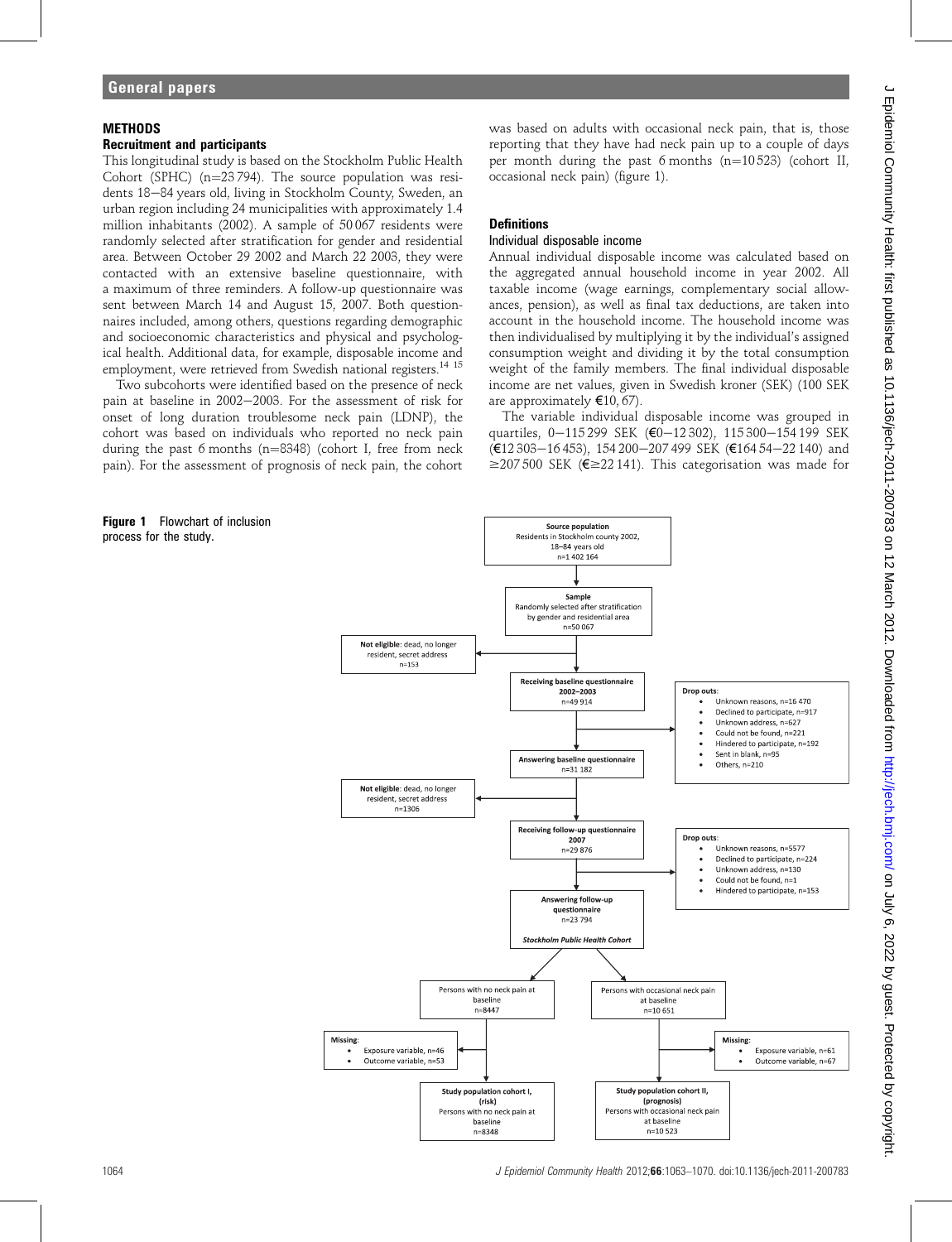## METHODS

### Recruitment and participants

This longitudinal study is based on the Stockholm Public Health Cohort (SPHC) (n=23 794). The source population was residents 18–84 years old, living in Stockholm County, Sweden, an urban region including 24 municipalities with approximately 1.4 million inhabitants (2002). A sample of 50 067 residents were randomly selected after stratification for gender and residential area. Between October 29 2002 and March 22 2003, they were contacted with an extensive baseline questionnaire, with a maximum of three reminders. A follow-up questionnaire was sent between March 14 and August 15, 2007. Both questionnaires included, among others, questions regarding demographic and socioeconomic characteristics and physical and psychological health. Additional data, for example, disposable income and employment, were retrieved from Swedish national registers.[14 15]

Two subcohorts were identified based on the presence of neck pain at baseline in 2002–2003. For the assessment of risk for onset of long duration troublesome neck pain (LDNP), the cohort was based on individuals who reported no neck pain during the past 6 months (n=8348) (cohort I, free from neck pain). For the assessment of prognosis of neck pain, the cohort was based on adults with occasional neck pain, that is, those reporting that they have had neck pain up to a couple of days per month during the past 6 months (n=10 523) (cohort II, occasional neck pain) (figure 1).

### Definitions

#### Individual disposable income

Annual individual disposable income was calculated based on the aggregated annual household income in year 2002. All taxable income (wage earnings, complementary social allowances, pension), as well as final tax deductions, are taken into account in the household income. The household income was then individualised by multiplying it by the individual's assigned consumption weight and dividing it by the total consumption weight of the family members. The final individual disposable income are net values, given in Swedish kroner (SEK) (100 SEK are approximately €10, 67).

The variable individual disposable income was grouped in quartiles, 0–115 299 SEK (€0–12 302), 115 300–154 199 SEK (€12 303–16 453), 154 200–207 499 SEK (€164 54–22 140) and ≥207 500 SEK (€≥22 141). This categorisation was made for

**Figure 1** Flowchart of inclusion process for the study.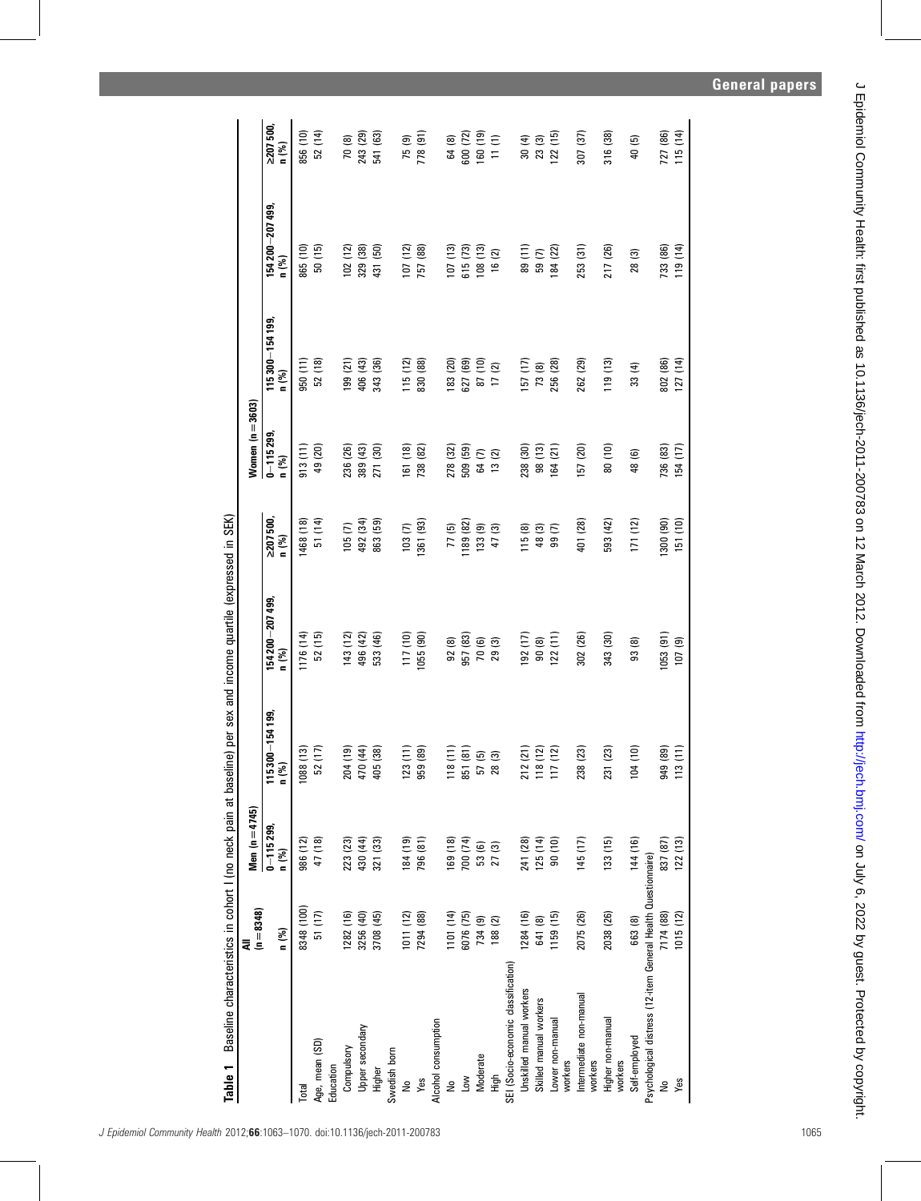**Table 1** Baseline characteristics in cohort I (no neck pain at baseline) per sex and income quartile (expressed in SEK)

| | All (n = 8348) | Men (n = 4745) | | | | Women (n = 3603) | | | |
|---|---|---|---|---|---|---|---|---|---|
| | n (%) | 0−115 299, n (%) | 115 300−154 199, n (%) | 154 200−207 499, n (%) | ≥207 500, n (%) | 0−115 299, n (%) | 115 300−154 199, n (%) | 154 200−207 499, n (%) | ≥207 500, n (%) |
| Total | 8348 (100) | 986 (12) | 1088 (13) | 1176 (14) | 1468 (18) | 913 (11) | 950 (11) | 865 (10) | 856 (10) |
| Age, mean (SD) | 51 (17) | 47 (18) | 52 (17) | 52 (15) | 51 (14) | 49 (20) | 52 (18) | 50 (15) | 52 (14) |
| Education | | | | | | | | | |
| Compulsory | 1282 (16) | 223 (23) | 204 (19) | 143 (12) | 105 (7) | 236 (26) | 199 (21) | 102 (12) | 70 (8) |
| Upper secondary | 3256 (40) | 430 (44) | 470 (44) | 496 (42) | 492 (34) | 389 (43) | 406 (43) | 329 (38) | 243 (29) |
| Higher | 3708 (45) | 321 (33) | 405 (38) | 533 (46) | 863 (59) | 271 (30) | 343 (36) | 431 (50) | 541 (63) |
| Swedish born | | | | | | | | | |
| No | 1011 (12) | 184 (19) | 123 (11) | 117 (10) | 103 (7) | 161 (18) | 115 (12) | 107 (12) | 75 (9) |
| Yes | 7294 (88) | 796 (81) | 959 (89) | 1055 (90) | 1361 (93) | 738 (82) | 830 (88) | 757 (88) | 778 (91) |
| Alcohol consumption | | | | | | | | | |
| No | 1101 (14) | 169 (18) | 118 (11) | 92 (8) | 77 (5) | 278 (32) | 183 (20) | 107 (13) | 64 (8) |
| Low | 6076 (75) | 700 (74) | 851 (81) | 957 (83) | 1189 (82) | 509 (59) | 627 (69) | 615 (73) | 600 (72) |
| Moderate | 734 (9) | 53 (6) | 57 (5) | 70 (6) | 133 (9) | 64 (7) | 87 (10) | 108 (13) | 160 (19) |
| High | 188 (2) | 27 (3) | 28 (3) | 29 (3) | 47 (3) | 13 (2) | 17 (2) | 16 (2) | 11 (1) |
| SEI (Socio-economic classification) | | | | | | | | | |
| Unskilled manual workers | 1284 (16) | 241 (28) | 212 (21) | 192 (17) | 115 (8) | 238 (30) | 157 (17) | 89 (11) | 30 (4) |
| Skilled manual workers | 641 (8) | 125 (14) | 118 (12) | 90 (8) | 48 (3) | 98 (13) | 73 (8) | 59 (7) | 23 (3) |
| Lower non-manual workers | 1159 (15) | 90 (10) | 117 (12) | 122 (11) | 99 (7) | 164 (21) | 256 (28) | 184 (22) | 122 (15) |
| Intermediate non-manual workers | 2075 (26) | 145 (17) | 238 (23) | 302 (26) | 401 (28) | 157 (20) | 262 (29) | 253 (31) | 307 (37) |
| Higher non-manual workers | 2038 (26) | 133 (15) | 231 (23) | 343 (30) | 593 (42) | 80 (10) | 119 (13) | 217 (26) | 316 (38) |
| Self-employed | 663 (8) | 144 (16) | 104 (10) | 93 (8) | 171 (12) | 48 (6) | 33 (4) | 28 (3) | 40 (5) |
| Psychological distress (12-item General Health Questionnaire) | | | | | | | | | |
| No | 7174 (88) | 837 (87) | 949 (89) | 1053 (91) | 1300 (90) | 736 (83) | 802 (86) | 733 (86) | 727 (86) |
| Yes | 1015 (12) | 122 (13) | 113 (11) | 107 (9) | 151 (10) | 154 (17) | 127 (14) | 119 (14) | 115 (14) |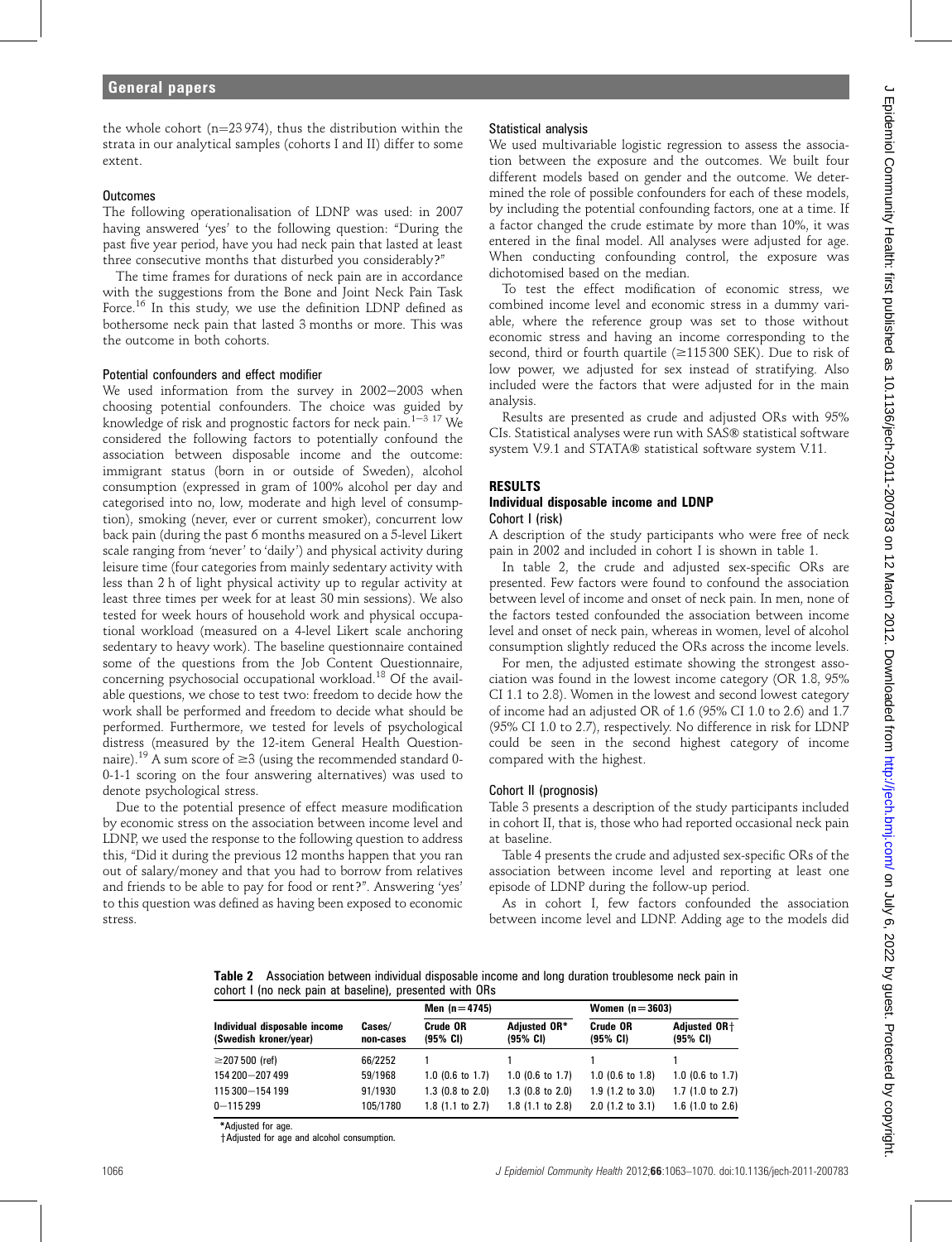the whole cohort (n=23 974), thus the distribution within the strata in our analytical samples (cohorts I and II) differ to some extent.

### Outcomes

The following operationalisation of LDNP was used: in 2007 having answered 'yes' to the following question: "During the past five year period, have you had neck pain that lasted at least three consecutive months that disturbed you considerably?"

The time frames for durations of neck pain are in accordance with the suggestions from the Bone and Joint Neck Pain Task Force.[16] In this study, we use the definition LDNP defined as bothersome neck pain that lasted 3 months or more. This was the outcome in both cohorts.

### Potential confounders and effect modifier

We used information from the survey in 2002–2003 when choosing potential confounders. The choice was guided by knowledge of risk and prognostic factors for neck pain.[1–3 17] We considered the following factors to potentially confound the association between disposable income and the outcome: immigrant status (born in or outside of Sweden), alcohol consumption (expressed in gram of 100% alcohol per day and categorised into no, low, moderate and high level of consumption), smoking (never, ever or current smoker), concurrent low back pain (during the past 6 months measured on a 5-level Likert scale ranging from 'never' to 'daily') and physical activity during leisure time (four categories from mainly sedentary activity with less than 2 h of light physical activity up to regular activity at least three times per week for at least 30 min sessions). We also tested for week hours of household work and physical occupational workload (measured on a 4-level Likert scale anchoring sedentary to heavy work). The baseline questionnaire contained some of the questions from the Job Content Questionnaire, concerning psychosocial occupational workload.[18] Of the available questions, we chose to test two: freedom to decide how the work shall be performed and freedom to decide what should be performed. Furthermore, we tested for levels of psychological distress (measured by the 12-item General Health Questionnaire).[19] A sum score of ≥3 (using the recommended standard 0-0-1-1 scoring on the four answering alternatives) was used to denote psychological stress.

Due to the potential presence of effect measure modification by economic stress on the association between income level and LDNP, we used the response to the following question to address this, "Did it during the previous 12 months happen that you ran out of salary/money and that you had to borrow from relatives and friends to be able to pay for food or rent?". Answering 'yes' to this question was defined as having been exposed to economic stress.

### Statistical analysis

We used multivariable logistic regression to assess the association between the exposure and the outcomes. We built four different models based on gender and the outcome. We determined the role of possible confounders for each of these models, by including the potential confounding factors, one at a time. If a factor changed the crude estimate by more than 10%, it was entered in the final model. All analyses were adjusted for age. When conducting confounding control, the exposure was dichotomised based on the median.

To test the effect modification of economic stress, we combined income level and economic stress in a dummy variable, where the reference group was set to those without economic stress and having an income corresponding to the second, third or fourth quartile (≥115 300 SEK). Due to risk of low power, we adjusted for sex instead of stratifying. Also included were the factors that were adjusted for in the main analysis.

Results are presented as crude and adjusted ORs with 95% CIs. Statistical analyses were run with SAS® statistical software system V.9.1 and STATA® statistical software system V.11.

## RESULTS

### Individual disposable income and LDNP

#### Cohort I (risk)

A description of the study participants who were free of neck pain in 2002 and included in cohort I is shown in table 1.

In table 2, the crude and adjusted sex-specific ORs are presented. Few factors were found to confound the association between level of income and onset of neck pain. In men, none of the factors tested confounded the association between income level and onset of neck pain, whereas in women, level of alcohol consumption slightly reduced the ORs across the income levels.

For men, the adjusted estimate showing the strongest association was found in the lowest income category (OR 1.8, 95% CI 1.1 to 2.8). Women in the lowest and second lowest category of income had an adjusted OR of 1.6 (95% CI 1.0 to 2.6) and 1.7 (95% CI 1.0 to 2.7), respectively. No difference in risk for LDNP could be seen in the second highest category of income compared with the highest.

#### Cohort II (prognosis)

Table 3 presents a description of the study participants included in cohort II, that is, those who had reported occasional neck pain at baseline.

Table 4 presents the crude and adjusted sex-specific ORs of the association between income level and reporting at least one episode of LDNP during the follow-up period.

As in cohort I, few factors confounded the association between income level and LDNP. Adding age to the models did

**Table 2** Association between individual disposable income and long duration troublesome neck pain in cohort I (no neck pain at baseline), presented with ORs

| Individual disposable income (Swedish kroner/year) | Cases/ non-cases | Men (n=4745) Crude OR (95% CI) | Men (n=4745) Adjusted OR* (95% CI) | Women (n=3603) Crude OR (95% CI) | Women (n=3603) Adjusted OR† (95% CI) |
|---|---|---|---|---|---|
| ≥207 500 (ref) | 66/2252 | 1 | 1 | 1 | 1 |
| 154 200–207 499 | 59/1968 | 1.0 (0.6 to 1.7) | 1.0 (0.6 to 1.7) | 1.0 (0.6 to 1.8) | 1.0 (0.6 to 1.7) |
| 115 300–154 199 | 91/1930 | 1.3 (0.8 to 2.0) | 1.3 (0.8 to 2.0) | 1.9 (1.2 to 3.0) | 1.7 (1.0 to 2.7) |
| 0–115 299 | 105/1780 | 1.8 (1.1 to 2.7) | 1.8 (1.1 to 2.8) | 2.0 (1.2 to 3.1) | 1.6 (1.0 to 2.6) |

*Adjusted for age.
†Adjusted for age and alcohol consumption.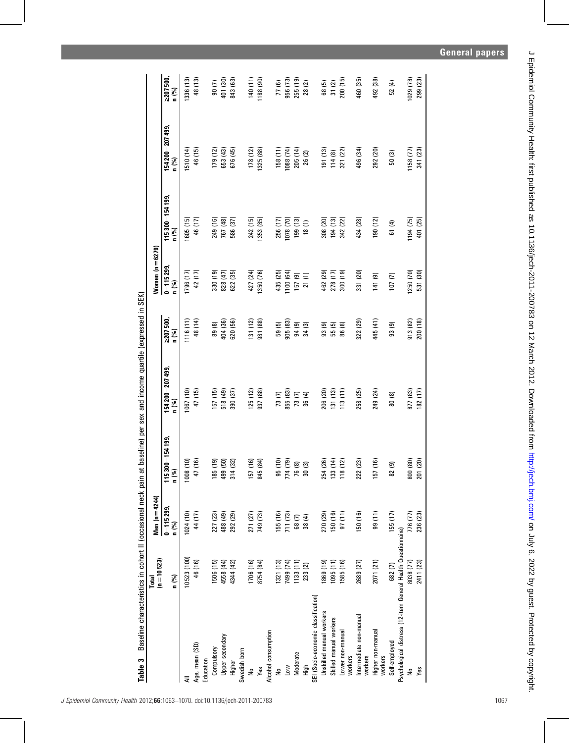**Table 3** Baseline characteristics in cohort II (occasional neck pain at baseline) per sex and income quartile (expressed in SEK)

| | Total (n=10 523) | Men (n=4244) | | | | Women (n=6279) | | | |
|---|---|---|---|---|---|---|---|---|---|
| | n (%) | 0–115 299, n (%) | 115 300–154 199, n (%) | 154 200–207 499, n (%) | ≥207 500, n (%) | 0–115 299, n (%) | 115 300–154 199, n (%) | 154 200–207 499, n (%) | ≥207 500, n (%) |
| All | 10523 (100) | 1024 (10) | 1008 (10) | 1067 (10) | 1116 (11) | 1796 (17) | 1605 (15) | 1510 (14) | 1336 (13) |
| Age, mean (SD) | 46 (16) | 44 (17) | 47 (16) | 47 (15) | 48 (14) | 42 (17) | 46 (17) | 46 (15) | 48 (13) |
| Education | | | | | | | | | |
| Compulsory | 1506 (15) | 227 (23) | 185 (19) | 157 (15) | 89 (8) | 330 (19) | 249 (16) | 179 (12) | 90 (7) |
| Upper secondary | 4558 (44) | 488 (49) | 499 (50) | 518 (49) | 404 (36) | 828 (47) | 767 (48) | 653 (43) | 401 (30) |
| Higher | 4344 (42) | 292 (29) | 314 (32) | 390 (37) | 620 (56) | 622 (35) | 586 (37) | 676 (45) | 843 (63) |
| Swedish born | | | | | | | | | |
| No | 1706 (16) | 271 (27) | 157 (16) | 125 (12) | 131 (12) | 427 (24) | 242 (15) | 178 (12) | 140 (11) |
| Yes | 8754 (84) | 749 (73) | 845 (84) | 937 (88) | 981 (88) | 1350 (76) | 1353 (85) | 1325 (88) | 1188 (90) |
| Alcohol consumption | | | | | | | | | |
| No | 1321 (13) | 155 (16) | 95 (10) | 73 (7) | 59 (5) | 435 (25) | 256 (17) | 158 (11) | 77 (6) |
| Low | 7499 (74) | 711 (73) | 774 (79) | 855 (83) | 905 (83) | 1100 (64) | 1078 (70) | 1088 (74) | 956 (73) |
| Moderate | 1133 (11) | 68 (7) | 76 (8) | 73 (7) | 94 (9) | 157 (9) | 199 (13) | 205 (14) | 255 (19) |
| High | 233 (2) | 38 (4) | 30 (3) | 36 (4) | 34 (3) | 21 (1) | 18 (1) | 26 (2) | 28 (2) |
| SEI (Socio-economic classification) | | | | | | | | | |
| Unskilled manual workers | 1869 (19) | 270 (29) | 254 (26) | 206 (20) | 93 (9) | 462 (29) | 308 (20) | 191 (13) | 68 (5) |
| Skilled manual workers | 1095 (11) | 150 (16) | 133 (14) | 131 (13) | 55 (5) | 278 (17) | 194 (13) | 114 (8) | 31 (2) |
| Lower non-manual workers | 1585 (16) | 97 (11) | 118 (12) | 113 (11) | 86 (8) | 300 (19) | 342 (22) | 321 (22) | 200 (15) |
| Intermediate non-manual workers | 2689 (27) | 150 (16) | 222 (23) | 258 (25) | 322 (29) | 331 (20) | 434 (28) | 496 (34) | 460 (35) |
| Higher non-manual workers | 2071 (21) | 99 (11) | 157 (16) | 249 (24) | 445 (41) | 141 (9) | 190 (12) | 292 (20) | 492 (38) |
| Self-employed | 682 (7) | 155 (17) | 82 (9) | 80 (8) | 93 (9) | 107 (7) | 61 (4) | 50 (3) | 52 (4) |
| Psychological distress (12-item General Health Questionnaire) | | | | | | | | | |
| No | 8038 (77) | 776 (77) | 800 (80) | 877 (83) | 913 (82) | 1250 (70) | 1194 (75) | 1158 (77) | 1029 (78) |
| Yes | 2411 (23) | 236 (23) | 201 (20) | 182 (17) | 200 (18) | 531 (30) | 401 (25) | 341 (23) | 299 (23) |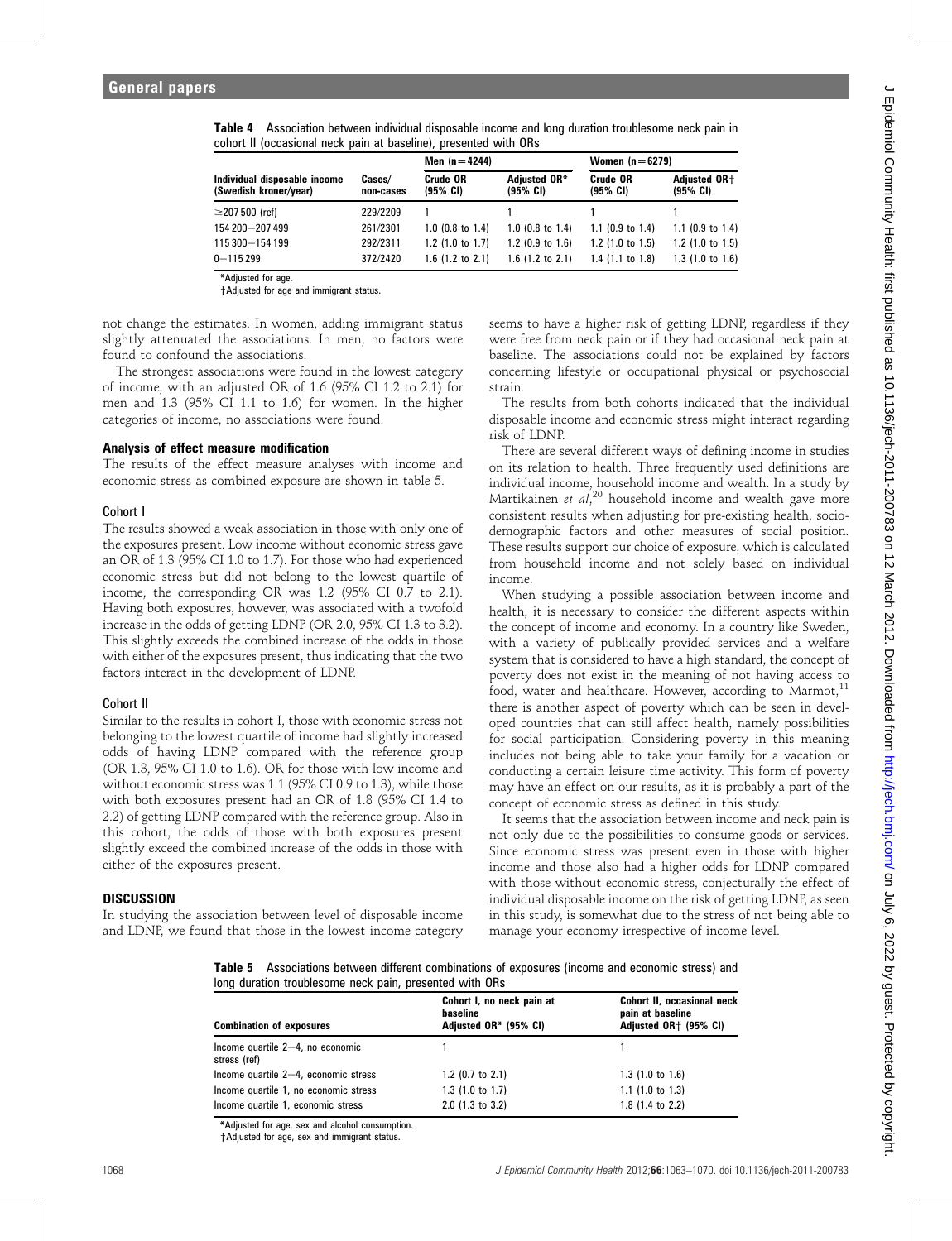**Table 4** Association between individual disposable income and long duration troublesome neck pain in cohort II (occasional neck pain at baseline), presented with ORs

| Individual disposable income (Swedish kroner/year) | Cases/ non-cases | Men (n=4244) | | Women (n=6279) | |
|---|---|---|---|---|---|
| | | Crude OR (95% CI) | Adjusted OR* (95% CI) | Crude OR (95% CI) | Adjusted OR† (95% CI) |
| ≥207 500 (ref) | 229/2209 | 1 | 1 | 1 | 1 |
| 154 200−207 499 | 261/2301 | 1.0 (0.8 to 1.4) | 1.0 (0.8 to 1.4) | 1.1 (0.9 to 1.4) | 1.1 (0.9 to 1.4) |
| 115 300−154 199 | 292/2311 | 1.2 (1.0 to 1.7) | 1.2 (0.9 to 1.6) | 1.2 (1.0 to 1.5) | 1.2 (1.0 to 1.5) |
| 0−115 299 | 372/2420 | 1.6 (1.2 to 2.1) | 1.6 (1.2 to 2.1) | 1.4 (1.1 to 1.8) | 1.3 (1.0 to 1.6) |

*Adjusted for age.
†Adjusted for age and immigrant status.

not change the estimates. In women, adding immigrant status slightly attenuated the associations. In men, no factors were found to confound the associations.

The strongest associations were found in the lowest category of income, with an adjusted OR of 1.6 (95% CI 1.2 to 2.1) for men and 1.3 (95% CI 1.1 to 1.6) for women. In the higher categories of income, no associations were found.

### Analysis of effect measure modification

The results of the effect measure analyses with income and economic stress as combined exposure are shown in table 5.

#### Cohort I

The results showed a weak association in those with only one of the exposures present. Low income without economic stress gave an OR of 1.3 (95% CI 1.0 to 1.7). For those who had experienced economic stress but did not belong to the lowest quartile of income, the corresponding OR was 1.2 (95% CI 0.7 to 2.1). Having both exposures, however, was associated with a twofold increase in the odds of getting LDNP (OR 2.0, 95% CI 1.3 to 3.2). This slightly exceeds the combined increase of the odds in those with either of the exposures present, thus indicating that the two factors interact in the development of LDNP.

#### Cohort II

Similar to the results in cohort I, those with economic stress not belonging to the lowest quartile of income had slightly increased odds of having LDNP compared with the reference group (OR 1.3, 95% CI 1.0 to 1.6). OR for those with low income and without economic stress was 1.1 (95% CI 0.9 to 1.3), while those with both exposures present had an OR of 1.8 (95% CI 1.4 to 2.2) of getting LDNP compared with the reference group. Also in this cohort, the odds of those with both exposures present slightly exceed the combined increase of the odds in those with either of the exposures present.

## DISCUSSION

In studying the association between level of disposable income and LDNP, we found that those in the lowest income category seems to have a higher risk of getting LDNP, regardless if they were free from neck pain or if they had occasional neck pain at baseline. The associations could not be explained by factors concerning lifestyle or occupational physical or psychosocial strain.

The results from both cohorts indicated that the individual disposable income and economic stress might interact regarding risk of LDNP.

There are several different ways of defining income in studies on its relation to health. Three frequently used definitions are individual income, household income and wealth. In a study by Martikainen *et al*,[20] household income and wealth gave more consistent results when adjusting for pre-existing health, sociodemographic factors and other measures of social position. These results support our choice of exposure, which is calculated from household income and not solely based on individual income.

When studying a possible association between income and health, it is necessary to consider the different aspects within the concept of income and economy. In a country like Sweden, with a variety of publically provided services and a welfare system that is considered to have a high standard, the concept of poverty does not exist in the meaning of not having access to food, water and healthcare. However, according to Marmot,[11] there is another aspect of poverty which can be seen in developed countries that can still affect health, namely possibilities for social participation. Considering poverty in this meaning includes not being able to take your family for a vacation or conducting a certain leisure time activity. This form of poverty may have an effect on our results, as it is probably a part of the concept of economic stress as defined in this study.

It seems that the association between income and neck pain is not only due to the possibilities to consume goods or services. Since economic stress was present even in those with higher income and those also had a higher odds for LDNP compared with those without economic stress, conjecturally the effect of individual disposable income on the risk of getting LDNP, as seen in this study, is somewhat due to the stress of not being able to manage your economy irrespective of income level.

**Table 5** Associations between different combinations of exposures (income and economic stress) and long duration troublesome neck pain, presented with ORs

| Combination of exposures | Cohort I, no neck pain at baseline Adjusted OR* (95% CI) | Cohort II, occasional neck pain at baseline Adjusted OR† (95% CI) |
|---|---|---|
| Income quartile 2−4, no economic stress (ref) | 1 | 1 |
| Income quartile 2−4, economic stress | 1.2 (0.7 to 2.1) | 1.3 (1.0 to 1.6) |
| Income quartile 1, no economic stress | 1.3 (1.0 to 1.7) | 1.1 (1.0 to 1.3) |
| Income quartile 1, economic stress | 2.0 (1.3 to 3.2) | 1.8 (1.4 to 2.2) |

*Adjusted for age, sex and alcohol consumption.
†Adjusted for age, sex and immigrant status.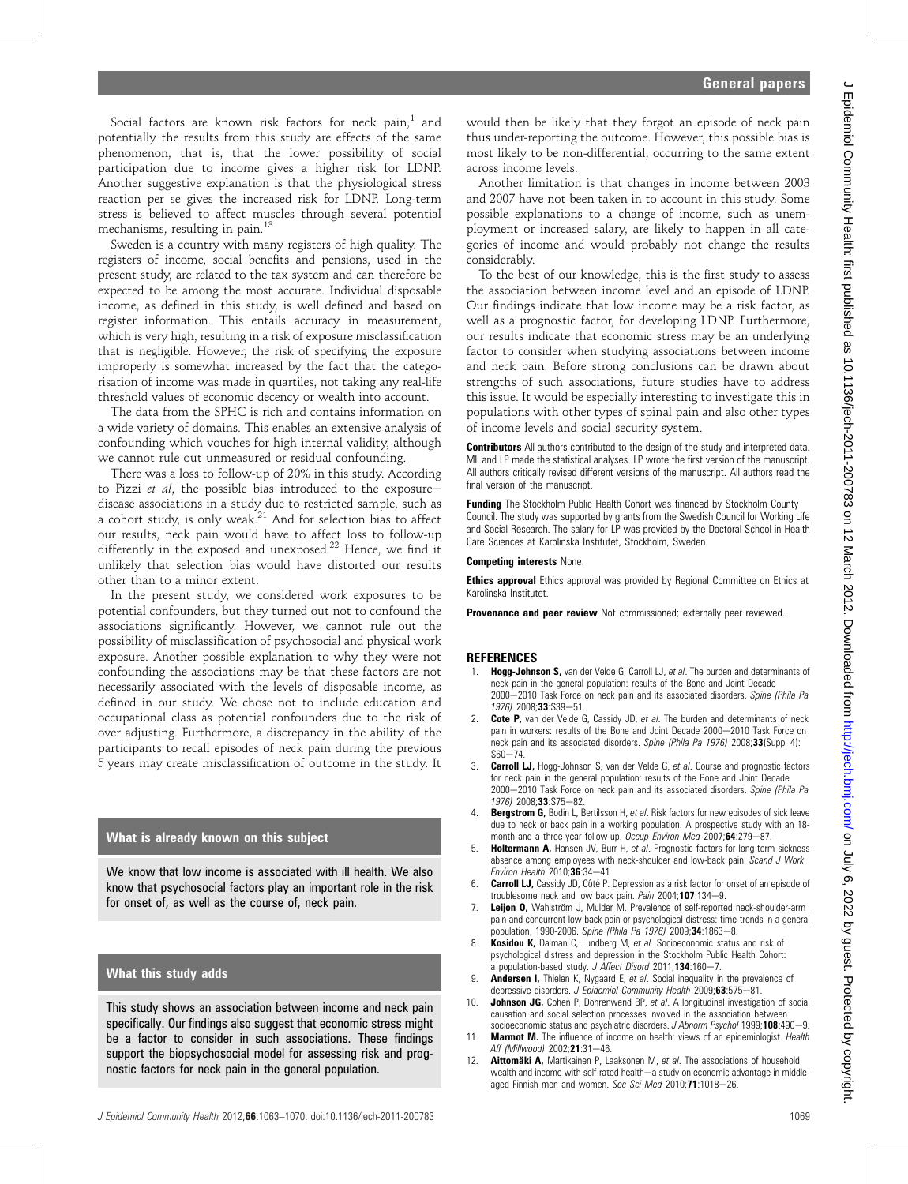Social factors are known risk factors for neck pain,[1] and potentially the results from this study are effects of the same phenomenon, that is, that the lower possibility of social participation due to income gives a higher risk for LDNP. Another suggestive explanation is that the physiological stress reaction per se gives the increased risk for LDNP. Long-term stress is believed to affect muscles through several potential mechanisms, resulting in pain.[13]

Sweden is a country with many registers of high quality. The registers of income, social benefits and pensions, used in the present study, are related to the tax system and can therefore be expected to be among the most accurate. Individual disposable income, as defined in this study, is well defined and based on register information. This entails accuracy in measurement, which is very high, resulting in a risk of exposure misclassification that is negligible. However, the risk of specifying the exposure improperly is somewhat increased by the fact that the categorisation of income was made in quartiles, not taking any real-life threshold values of economic decency or wealth into account.

The data from the SPHC is rich and contains information on a wide variety of domains. This enables an extensive analysis of confounding which vouches for high internal validity, although we cannot rule out unmeasured or residual confounding.

There was a loss to follow-up of 20% in this study. According to Pizzi *et al*, the possible bias introduced to the exposure–disease associations in a study due to restricted sample, such as a cohort study, is only weak.[21] And for selection bias to affect our results, neck pain would have to affect loss to follow-up differently in the exposed and unexposed.[22] Hence, we find it unlikely that selection bias would have distorted our results other than to a minor extent.

In the present study, we considered work exposures to be potential confounders, but they turned out not to confound the associations significantly. However, we cannot rule out the possibility of misclassification of psychosocial and physical work exposure. Another possible explanation to why they were not confounding the associations may be that these factors are not necessarily associated with the levels of disposable income, as defined in our study. We chose not to include education and occupational class as potential confounders due to the risk of over adjusting. Furthermore, a discrepancy in the ability of the participants to recall episodes of neck pain during the previous 5 years may create misclassification of outcome in the study. It would then be likely that they forgot an episode of neck pain thus under-reporting the outcome. However, this possible bias is most likely to be non-differential, occurring to the same extent across income levels.

Another limitation is that changes in income between 2003 and 2007 have not been taken in to account in this study. Some possible explanations to a change of income, such as unemployment or increased salary, are likely to happen in all categories of income and would probably not change the results considerably.

To the best of our knowledge, this is the first study to assess the association between income level and an episode of LDNP. Our findings indicate that low income may be a risk factor, as well as a prognostic factor, for developing LDNP. Furthermore, our results indicate that economic stress may be an underlying factor to consider when studying associations between income and neck pain. Before strong conclusions can be drawn about strengths of such associations, future studies have to address this issue. It would be especially interesting to investigate this in populations with other types of spinal pain and also other types of income levels and social security system.

### What is already known on this subject

We know that low income is associated with ill health. We also know that psychosocial factors play an important role in the risk for onset of, as well as the course of, neck pain.

### What this study adds

This study shows an association between income and neck pain specifically. Our findings also suggest that economic stress might be a factor to consider in such associations. These findings support the biopsychosocial model for assessing risk and prognostic factors for neck pain in the general population.

**Contributors** All authors contributed to the design of the study and interpreted data. ML and LP made the statistical analyses. LP wrote the first version of the manuscript. All authors critically revised different versions of the manuscript. All authors read the final version of the manuscript.

**Funding** The Stockholm Public Health Cohort was financed by Stockholm County Council. The study was supported by grants from the Swedish Council for Working Life and Social Research. The salary for LP was provided by the Doctoral School in Health Care Sciences at Karolinska Institutet, Stockholm, Sweden.

**Competing interests** None.

**Ethics approval** Ethics approval was provided by Regional Committee on Ethics at Karolinska Institutet.

**Provenance and peer review** Not commissioned; externally peer reviewed.

## REFERENCES

1. **Hogg-Johnson S,** van der Velde G, Carroll LJ, *et al*. The burden and determinants of neck pain in the general population: results of the Bone and Joint Decade 2000–2010 Task Force on neck pain and its associated disorders. *Spine (Phila Pa 1976)* 2008;**33**:S39–51.
2. **Cote P,** van der Velde G, Cassidy JD, *et al*. The burden and determinants of neck pain in workers: results of the Bone and Joint Decade 2000–2010 Task Force on neck pain and its associated disorders. *Spine (Phila Pa 1976)* 2008;**33**(Suppl 4):S60–74.
3. **Carroll LJ,** Hogg-Johnson S, van der Velde G, *et al*. Course and prognostic factors for neck pain in the general population: results of the Bone and Joint Decade 2000–2010 Task Force on neck pain and its associated disorders. *Spine (Phila Pa 1976)* 2008;**33**:S75–82.
4. **Bergstrom G,** Bodin L, Bertilsson H, *et al*. Risk factors for new episodes of sick leave due to neck or back pain in a working population. A prospective study with an 18-month and a three-year follow-up. *Occup Environ Med* 2007;**64**:279–87.
5. **Holtermann A,** Hansen JV, Burr H, *et al*. Prognostic factors for long-term sickness absence among employees with neck-shoulder and low-back pain. *Scand J Work Environ Health* 2010;**36**:34–41.
6. **Carroll LJ,** Cassidy JD, Côté P. Depression as a risk factor for onset of an episode of troublesome neck and low back pain. *Pain* 2004;**107**:134–9.
7. **Leijon O,** Wahlström J, Mulder M. Prevalence of self-reported neck-shoulder-arm pain and concurrent low back pain or psychological distress: time-trends in a general population, 1990-2006. *Spine (Phila Pa 1976)* 2009;**34**:1863–8.
8. **Kosidou K,** Dalman C, Lundberg M, *et al*. Socioeconomic status and risk of psychological distress and depression in the Stockholm Public Health Cohort: a population-based study. *J Affect Disord* 2011;**134**:160–7.
9. **Andersen I,** Thielen K, Nygaard E, *et al*. Social inequality in the prevalence of depressive disorders. *J Epidemiol Community Health* 2009;**63**:575–81.
10. **Johnson JG,** Cohen P, Dohrenwend BP, *et al*. A longitudinal investigation of social causation and social selection processes involved in the association between socioeconomic status and psychiatric disorders. *J Abnorm Psychol* 1999;**108**:490–9.
11. **Marmot M.** The influence of income on health: views of an epidemiologist. *Health Aff (Millwood)* 2002;**21**:31–46.
12. **Aittomäki A,** Martikainen P, Laaksonen M, *et al*. The associations of household wealth and income with self-rated health—a study on economic advantage in middle-aged Finnish men and women. *Soc Sci Med* 2010;**71**:1018–26.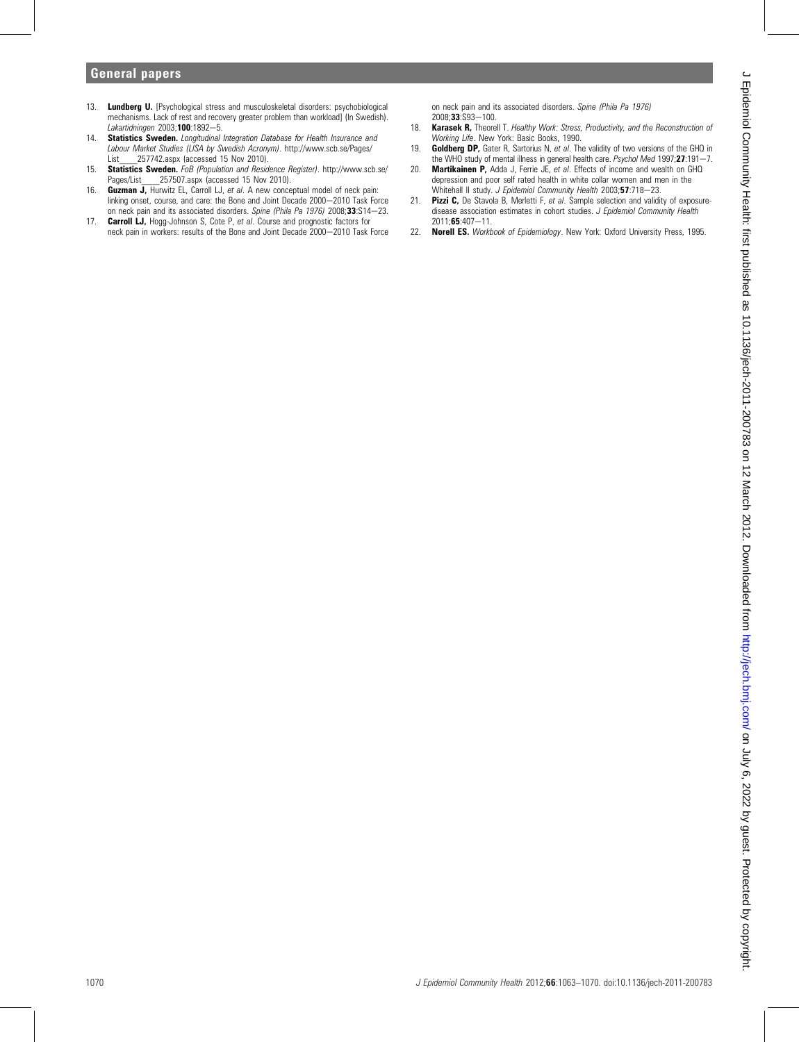13. **Lundberg U.** [Psychological stress and musculoskeletal disorders: psychobiological mechanisms. Lack of rest and recovery greater problem than workload] (In Swedish). *Lakartidningen* 2003;**100**:1892−5.
14. **Statistics Sweden.** *Longitudinal Integration Database for Health Insurance and Labour Market Studies (LISA by Swedish Acronym)*. http://www.scb.se/Pages/List____257742.aspx (accessed 15 Nov 2010).
15. **Statistics Sweden.** *FoB (Population and Residence Register)*. http://www.scb.se/Pages/List____257507.aspx (accessed 15 Nov 2010).
16. **Guzman J,** Hurwitz EL, Carroll LJ, *et al*. A new conceptual model of neck pain: linking onset, course, and care: the Bone and Joint Decade 2000−2010 Task Force on neck pain and its associated disorders. *Spine (Phila Pa 1976)* 2008;**33**:S14−23.
17. **Carroll LJ,** Hogg-Johnson S, Cote P, *et al*. Course and prognostic factors for neck pain in workers: results of the Bone and Joint Decade 2000−2010 Task Force on neck pain and its associated disorders. *Spine (Phila Pa 1976)* 2008;**33**:S93−100.
18. **Karasek R,** Theorell T. *Healthy Work: Stress, Productivity, and the Reconstruction of Working Life*. New York: Basic Books, 1990.
19. **Goldberg DP,** Gater R, Sartorius N, *et al*. The validity of two versions of the GHQ in the WHO study of mental illness in general health care. *Psychol Med* 1997;**27**:191−7.
20. **Martikainen P,** Adda J, Ferrie JE, *et al*. Effects of income and wealth on GHQ depression and poor self rated health in white collar women and men in the Whitehall II study. *J Epidemiol Community Health* 2003;**57**:718−23.
21. **Pizzi C,** De Stavola B, Merletti F, *et al*. Sample selection and validity of exposure-disease association estimates in cohort studies. *J Epidemiol Community Health* 2011;**65**:407−11.
22. **Norell ES.** *Workbook of Epidemiology*. New York: Oxford University Press, 1995.